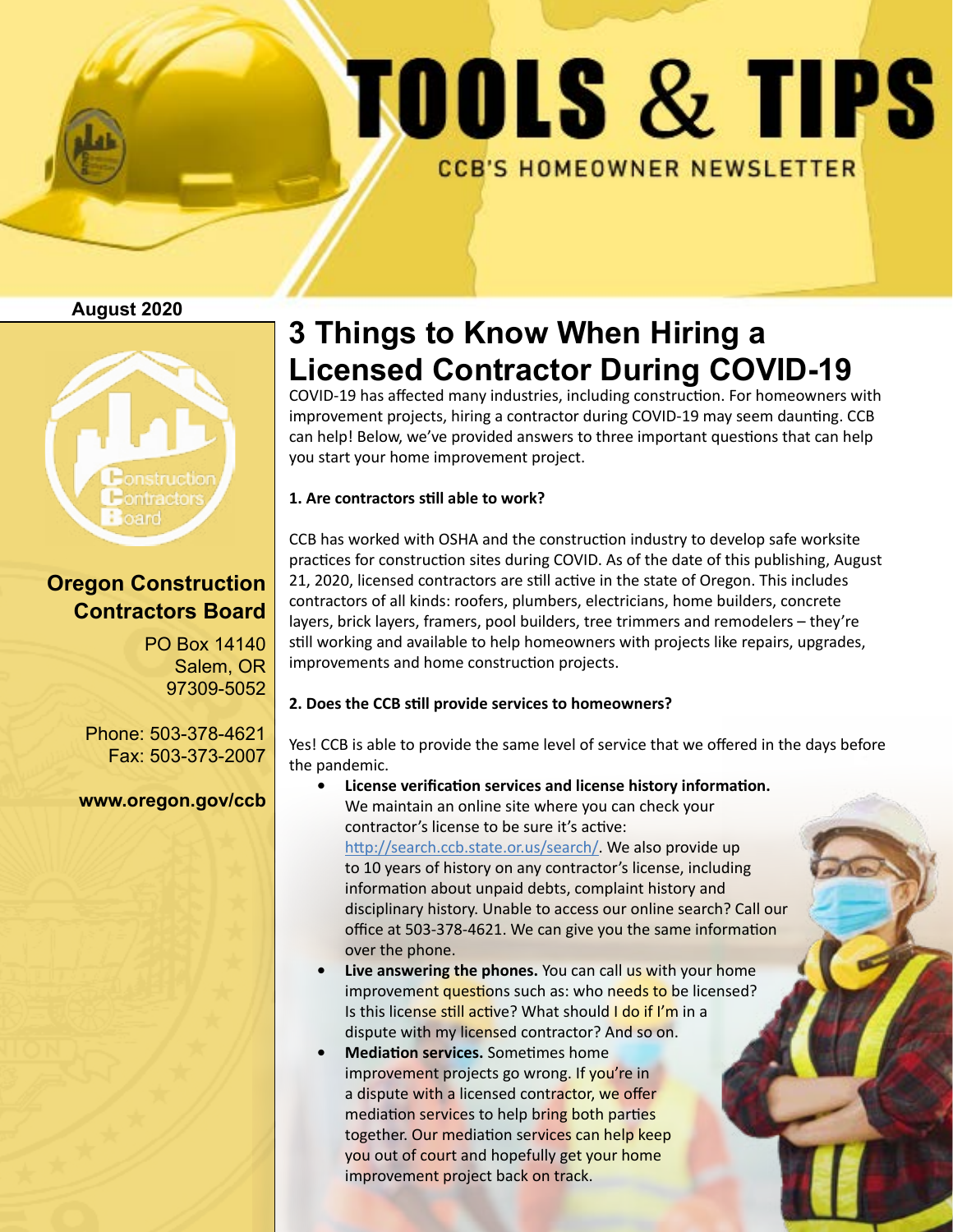# TOOLS & TIPS

CCB'S HOMEOWNER NEWSLETTER

**August 2020**

## Oregon Construction Contractors Board

PO Box 14140
Salem, OR
97309-5052

Phone: 503-378-4621
Fax: 503-373-2007

**www.oregon.gov/ccb**

# 3 Things to Know When Hiring a Licensed Contractor During COVID-19

COVID-19 has affected many industries, including construction. For homeowners with improvement projects, hiring a contractor during COVID-19 may seem daunting. CCB can help! Below, we've provided answers to three important questions that can help you start your home improvement project.

**1. Are contractors still able to work?**

CCB has worked with OSHA and the construction industry to develop safe worksite practices for construction sites during COVID. As of the date of this publishing, August 21, 2020, licensed contractors are still active in the state of Oregon. This includes contractors of all kinds: roofers, plumbers, electricians, home builders, concrete layers, brick layers, framers, pool builders, tree trimmers and remodelers – they're still working and available to help homeowners with projects like repairs, upgrades, improvements and home construction projects.

**2. Does the CCB still provide services to homeowners?**

Yes! CCB is able to provide the same level of service that we offered in the days before the pandemic.

- **License verification services and license history information.** We maintain an online site where you can check your contractor's license to be sure it's active: http://search.ccb.state.or.us/search/. We also provide up to 10 years of history on any contractor's license, including information about unpaid debts, complaint history and disciplinary history. Unable to access our online search? Call our office at 503-378-4621. We can give you the same information over the phone.
- **Live answering the phones.** You can call us with your home improvement questions such as: who needs to be licensed? Is this license still active? What should I do if I'm in a dispute with my licensed contractor? And so on.
- **Mediation services.** Sometimes home improvement projects go wrong. If you're in a dispute with a licensed contractor, we offer mediation services to help bring both parties together. Our mediation services can help keep you out of court and hopefully get your home improvement project back on track.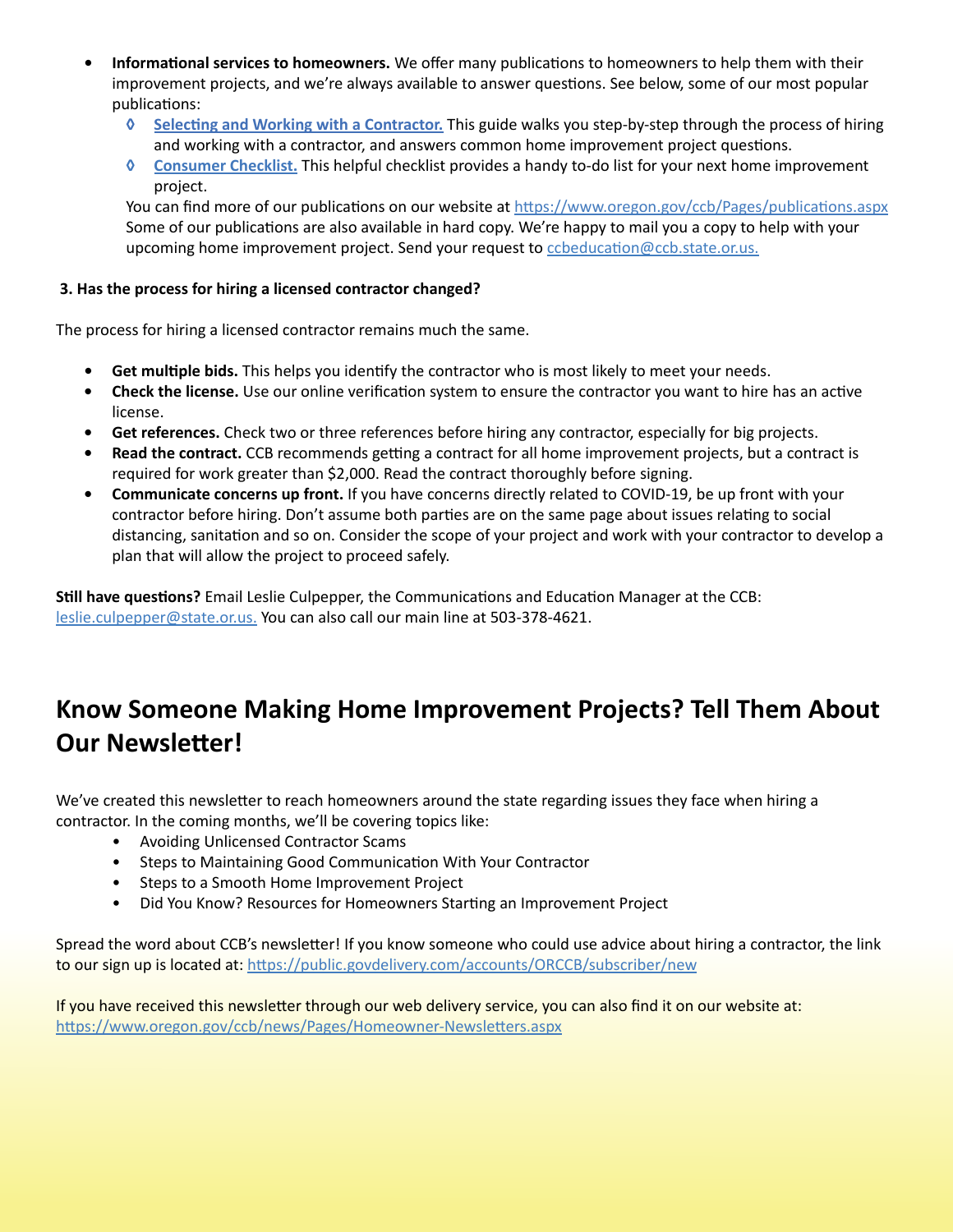- **Informational services to homeowners.** We offer many publications to homeowners to help them with their improvement projects, and we're always available to answer questions. See below, some of our most popular publications:
    - ◊ **Selecting and Working with a Contractor.** This guide walks you step-by-step through the process of hiring and working with a contractor, and answers common home improvement project questions.
    - ◊ **Consumer Checklist.** This helpful checklist provides a handy to-do list for your next home improvement project.

  You can find more of our publications on our website at https://www.oregon.gov/ccb/Pages/publications.aspx Some of our publications are also available in hard copy. We're happy to mail you a copy to help with your upcoming home improvement project. Send your request to ccbeducation@ccb.state.or.us.

**3. Has the process for hiring a licensed contractor changed?**

The process for hiring a licensed contractor remains much the same.

- **Get multiple bids.** This helps you identify the contractor who is most likely to meet your needs.
- **Check the license.** Use our online verification system to ensure the contractor you want to hire has an active license.
- **Get references.** Check two or three references before hiring any contractor, especially for big projects.
- **Read the contract.** CCB recommends getting a contract for all home improvement projects, but a contract is required for work greater than $2,000. Read the contract thoroughly before signing.
- **Communicate concerns up front.** If you have concerns directly related to COVID-19, be up front with your contractor before hiring. Don't assume both parties are on the same page about issues relating to social distancing, sanitation and so on. Consider the scope of your project and work with your contractor to develop a plan that will allow the project to proceed safely.

**Still have questions?** Email Leslie Culpepper, the Communications and Education Manager at the CCB: leslie.culpepper@state.or.us. You can also call our main line at 503-378-4621.

## Know Someone Making Home Improvement Projects? Tell Them About Our Newsletter!

We've created this newsletter to reach homeowners around the state regarding issues they face when hiring a contractor. In the coming months, we'll be covering topics like:

- Avoiding Unlicensed Contractor Scams
- Steps to Maintaining Good Communication With Your Contractor
- Steps to a Smooth Home Improvement Project
- Did You Know? Resources for Homeowners Starting an Improvement Project

Spread the word about CCB's newsletter! If you know someone who could use advice about hiring a contractor, the link to our sign up is located at: https://public.govdelivery.com/accounts/ORCCB/subscriber/new

If you have received this newsletter through our web delivery service, you can also find it on our website at: https://www.oregon.gov/ccb/news/Pages/Homeowner-Newsletters.aspx